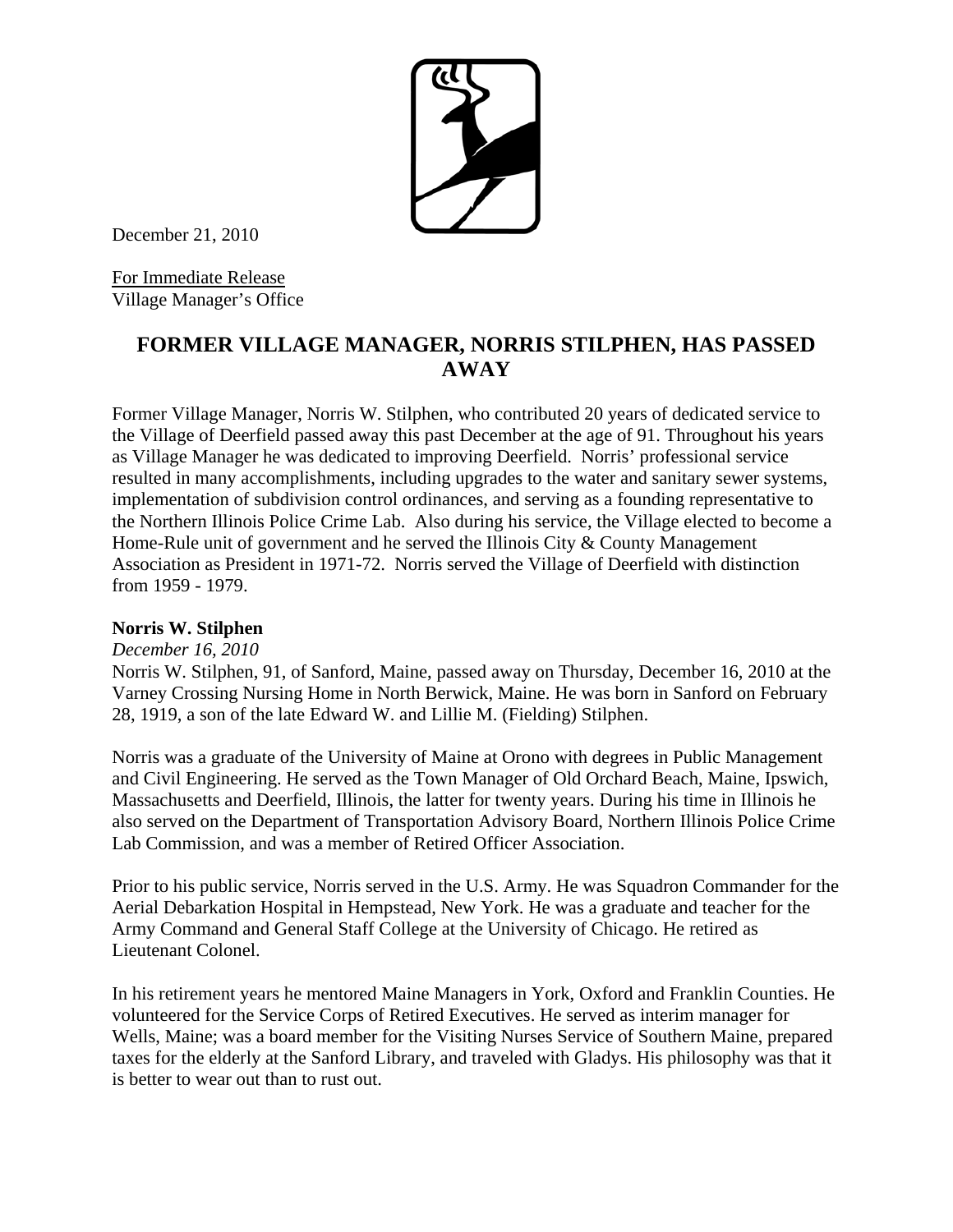December 21, 2010

For Immediate Release
Village Manager's Office

# FORMER VILLAGE MANAGER, NORRIS STILPHEN, HAS PASSED AWAY

Former Village Manager, Norris W. Stilphen, who contributed 20 years of dedicated service to the Village of Deerfield passed away this past December at the age of 91. Throughout his years as Village Manager he was dedicated to improving Deerfield. Norris' professional service resulted in many accomplishments, including upgrades to the water and sanitary sewer systems, implementation of subdivision control ordinances, and serving as a founding representative to the Northern Illinois Police Crime Lab. Also during his service, the Village elected to become a Home-Rule unit of government and he served the Illinois City & County Management Association as President in 1971-72. Norris served the Village of Deerfield with distinction from 1959 - 1979.

**Norris W. Stilphen**
*December 16, 2010*
Norris W. Stilphen, 91, of Sanford, Maine, passed away on Thursday, December 16, 2010 at the Varney Crossing Nursing Home in North Berwick, Maine. He was born in Sanford on February 28, 1919, a son of the late Edward W. and Lillie M. (Fielding) Stilphen.

Norris was a graduate of the University of Maine at Orono with degrees in Public Management and Civil Engineering. He served as the Town Manager of Old Orchard Beach, Maine, Ipswich, Massachusetts and Deerfield, Illinois, the latter for twenty years. During his time in Illinois he also served on the Department of Transportation Advisory Board, Northern Illinois Police Crime Lab Commission, and was a member of Retired Officer Association.

Prior to his public service, Norris served in the U.S. Army. He was Squadron Commander for the Aerial Debarkation Hospital in Hempstead, New York. He was a graduate and teacher for the Army Command and General Staff College at the University of Chicago. He retired as Lieutenant Colonel.

In his retirement years he mentored Maine Managers in York, Oxford and Franklin Counties. He volunteered for the Service Corps of Retired Executives. He served as interim manager for Wells, Maine; was a board member for the Visiting Nurses Service of Southern Maine, prepared taxes for the elderly at the Sanford Library, and traveled with Gladys. His philosophy was that it is better to wear out than to rust out.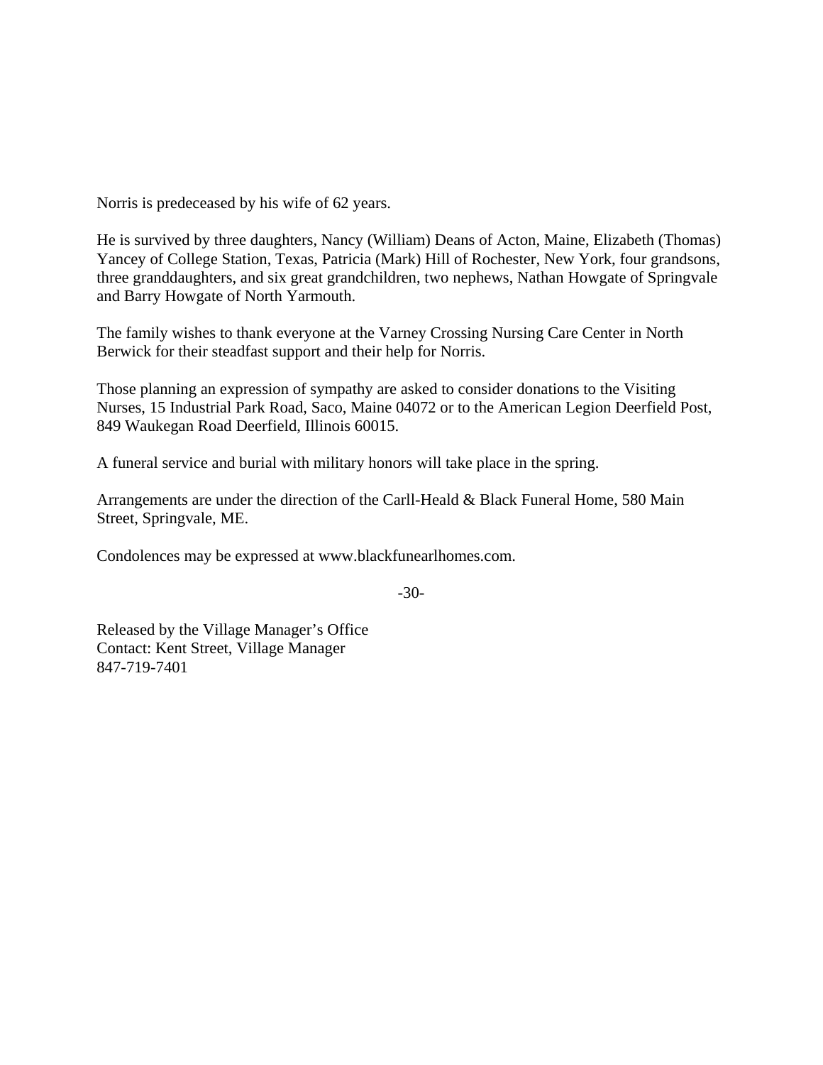Norris is predeceased by his wife of 62 years.

He is survived by three daughters, Nancy (William) Deans of Acton, Maine, Elizabeth (Thomas) Yancey of College Station, Texas, Patricia (Mark) Hill of Rochester, New York, four grandsons, three granddaughters, and six great grandchildren, two nephews, Nathan Howgate of Springvale and Barry Howgate of North Yarmouth.

The family wishes to thank everyone at the Varney Crossing Nursing Care Center in North Berwick for their steadfast support and their help for Norris.

Those planning an expression of sympathy are asked to consider donations to the Visiting Nurses, 15 Industrial Park Road, Saco, Maine 04072 or to the American Legion Deerfield Post, 849 Waukegan Road Deerfield, Illinois 60015.

A funeral service and burial with military honors will take place in the spring.

Arrangements are under the direction of the Carll-Heald & Black Funeral Home, 580 Main Street, Springvale, ME.

Condolences may be expressed at www.blackfunearlhomes.com.

-30-

Released by the Village Manager's Office
Contact: Kent Street, Village Manager
847-719-7401